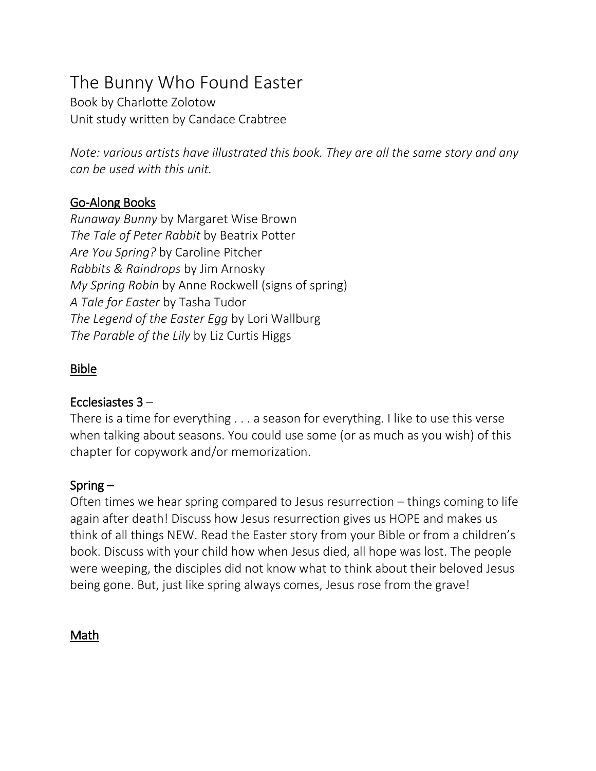# The Bunny Who Found Easter

Book by Charlotte Zolotow
Unit study written by Candace Crabtree

*Note: various artists have illustrated this book. They are all the same story and any can be used with this unit.*

## Go-Along Books

*Runaway Bunny* by Margaret Wise Brown
*The Tale of Peter Rabbit* by Beatrix Potter
*Are You Spring?* by Caroline Pitcher
*Rabbits & Raindrops* by Jim Arnosky
*My Spring Robin* by Anne Rockwell (signs of spring)
*A Tale for Easter* by Tasha Tudor
*The Legend of the Easter Egg* by Lori Wallburg
*The Parable of the Lily* by Liz Curtis Higgs

## Bible

### Ecclesiastes 3 –

There is a time for everything . . . a season for everything. I like to use this verse when talking about seasons. You could use some (or as much as you wish) of this chapter for copywork and/or memorization.

### Spring –

Often times we hear spring compared to Jesus resurrection – things coming to life again after death! Discuss how Jesus resurrection gives us HOPE and makes us think of all things NEW. Read the Easter story from your Bible or from a children's book. Discuss with your child how when Jesus died, all hope was lost. The people were weeping, the disciples did not know what to think about their beloved Jesus being gone. But, just like spring always comes, Jesus rose from the grave!

## Math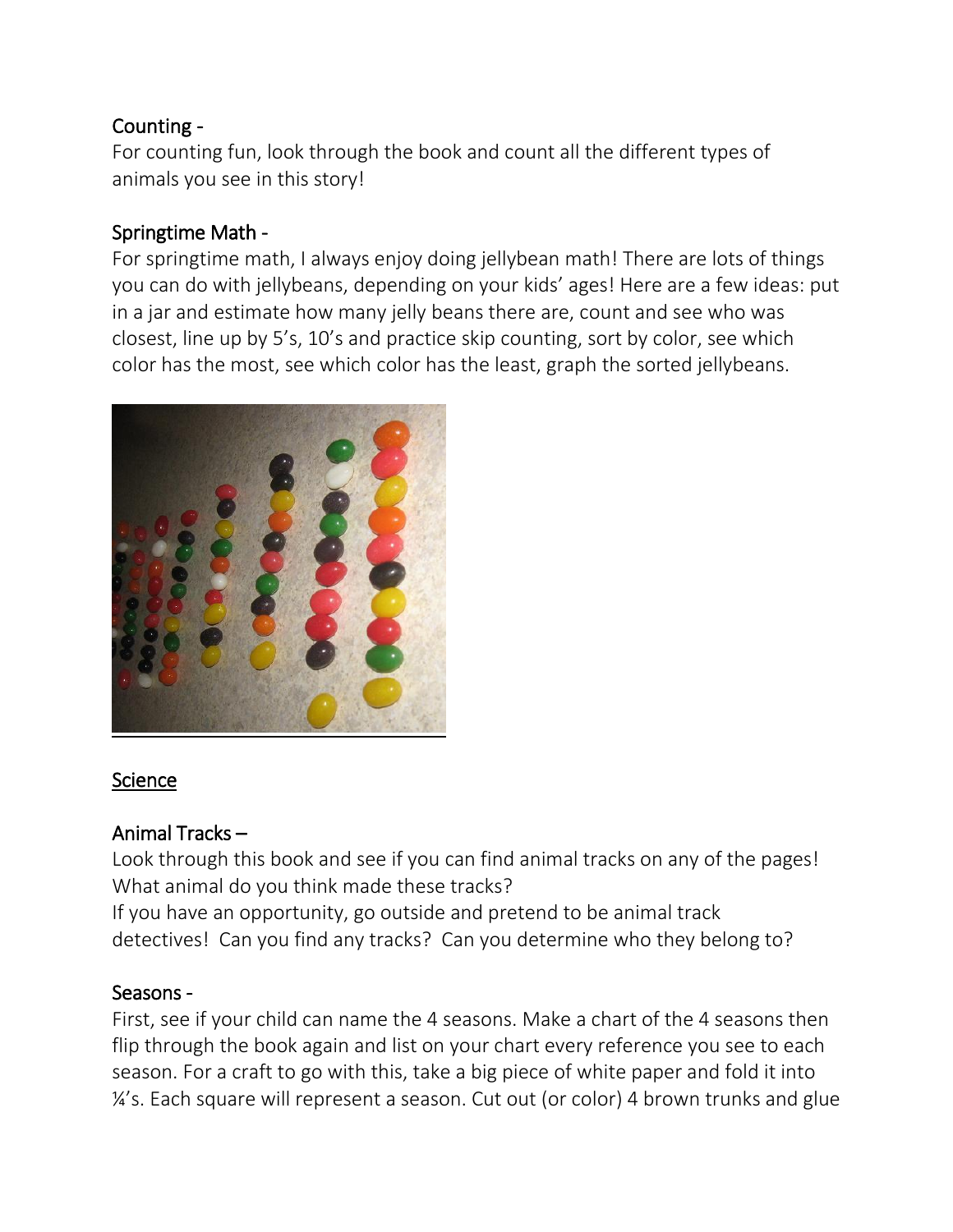Counting -

For counting fun, look through the book and count all the different types of animals you see in this story!

Springtime Math -

For springtime math, I always enjoy doing jellybean math! There are lots of things you can do with jellybeans, depending on your kids' ages! Here are a few ideas: put in a jar and estimate how many jelly beans there are, count and see who was closest, line up by 5's, 10's and practice skip counting, sort by color, see which color has the most, see which color has the least, graph the sorted jellybeans.

## Science

Animal Tracks –

Look through this book and see if you can find animal tracks on any of the pages! What animal do you think made these tracks?

If you have an opportunity, go outside and pretend to be animal track detectives! Can you find any tracks? Can you determine who they belong to?

Seasons -

First, see if your child can name the 4 seasons. Make a chart of the 4 seasons then flip through the book again and list on your chart every reference you see to each season. For a craft to go with this, take a big piece of white paper and fold it into ¼'s. Each square will represent a season. Cut out (or color) 4 brown trunks and glue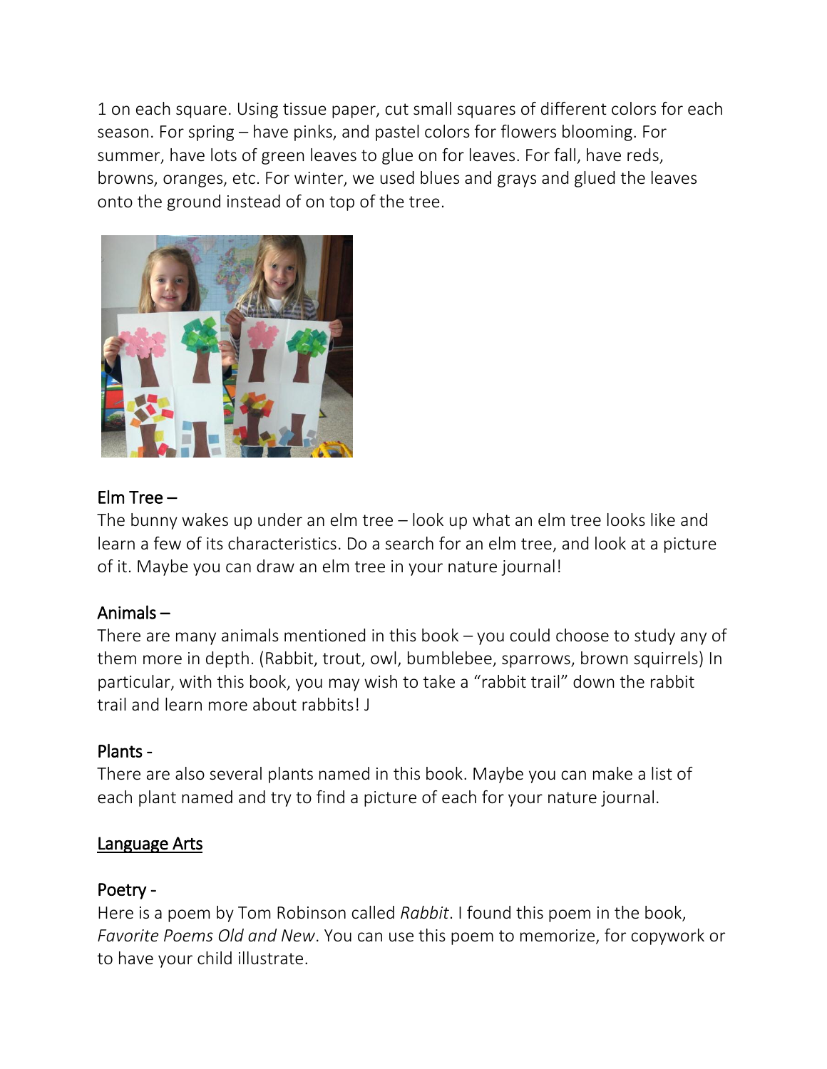1 on each square. Using tissue paper, cut small squares of different colors for each season. For spring – have pinks, and pastel colors for flowers blooming. For summer, have lots of green leaves to glue on for leaves. For fall, have reds, browns, oranges, etc. For winter, we used blues and grays and glued the leaves onto the ground instead of on top of the tree.

### Elm Tree –

The bunny wakes up under an elm tree – look up what an elm tree looks like and learn a few of its characteristics. Do a search for an elm tree, and look at a picture of it. Maybe you can draw an elm tree in your nature journal!

### Animals –

There are many animals mentioned in this book – you could choose to study any of them more in depth. (Rabbit, trout, owl, bumblebee, sparrows, brown squirrels) In particular, with this book, you may wish to take a "rabbit trail" down the rabbit trail and learn more about rabbits! J

### Plants -

There are also several plants named in this book. Maybe you can make a list of each plant named and try to find a picture of each for your nature journal.

## Language Arts

### Poetry -

Here is a poem by Tom Robinson called *Rabbit*. I found this poem in the book, *Favorite Poems Old and New*. You can use this poem to memorize, for copywork or to have your child illustrate.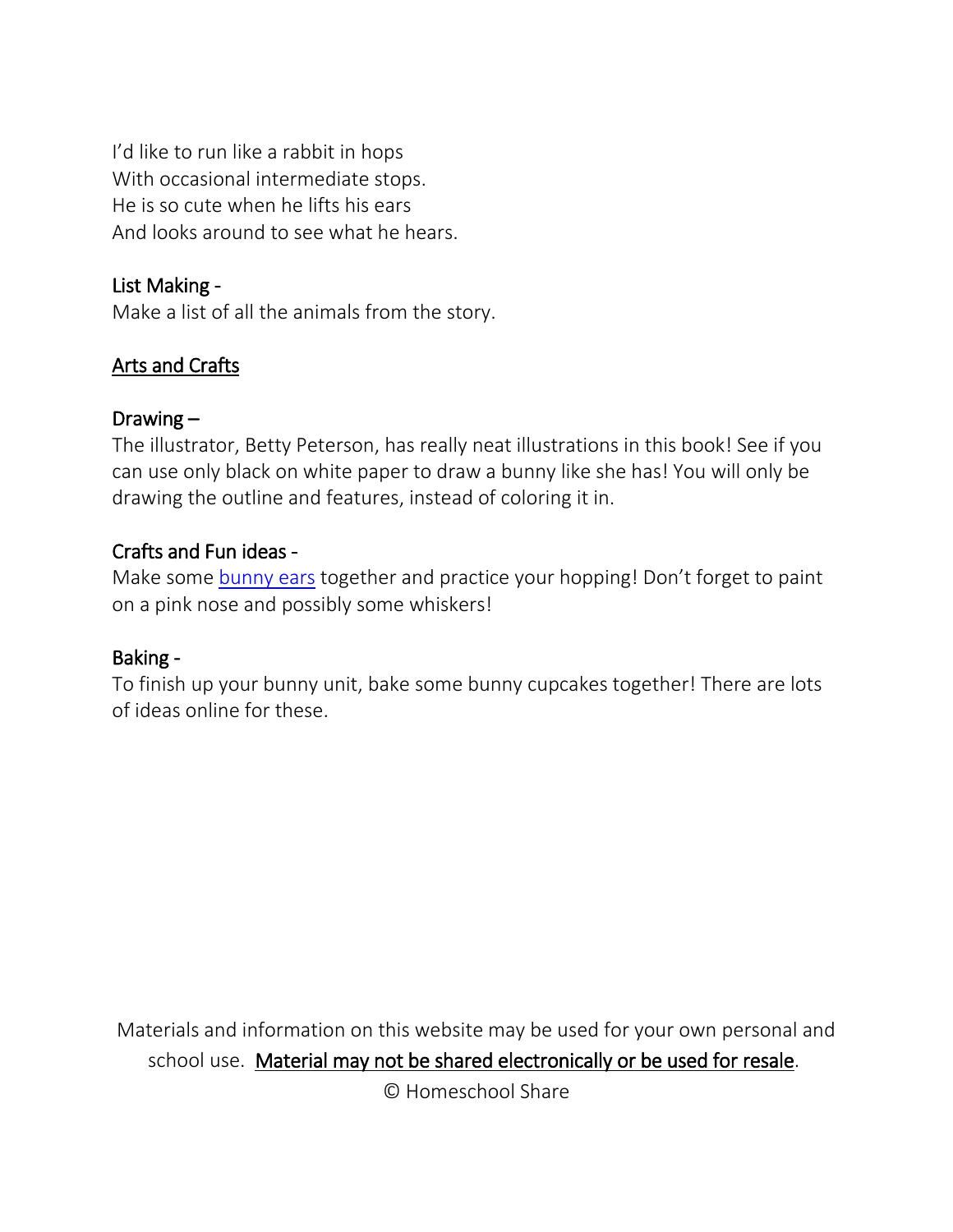I'd like to run like a rabbit in hops
With occasional intermediate stops.
He is so cute when he lifts his ears
And looks around to see what he hears.

List Making -
Make a list of all the animals from the story.

## Arts and Crafts

Drawing –
The illustrator, Betty Peterson, has really neat illustrations in this book! See if you can use only black on white paper to draw a bunny like she has! You will only be drawing the outline and features, instead of coloring it in.

Crafts and Fun ideas -
Make some bunny ears together and practice your hopping! Don't forget to paint on a pink nose and possibly some whiskers!

Baking -
To finish up your bunny unit, bake some bunny cupcakes together! There are lots of ideas online for these.

Materials and information on this website may be used for your own personal and school use. Material may not be shared electronically or be used for resale.
© Homeschool Share